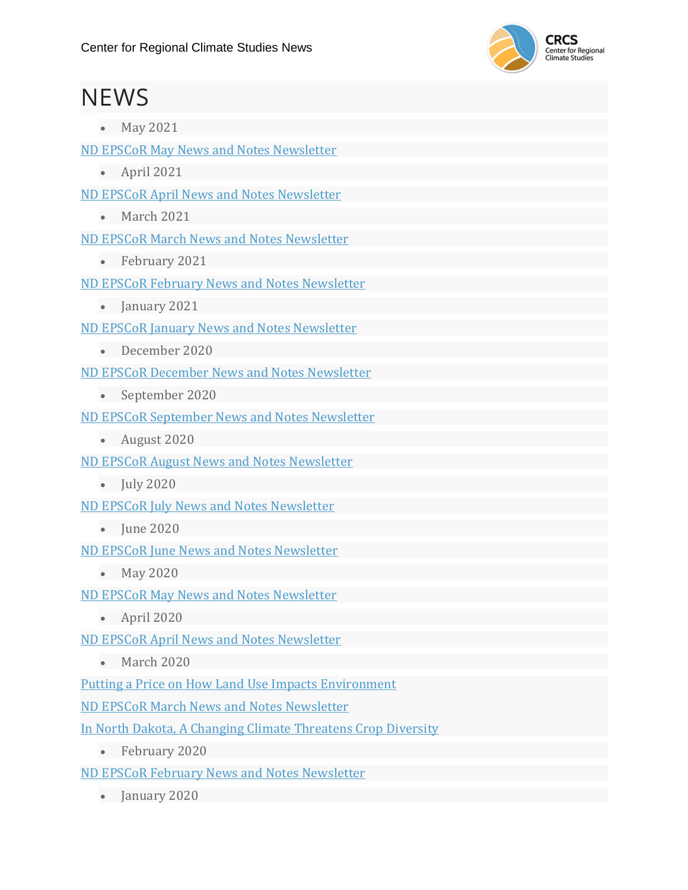# NEWS

- May 2021

ND EPSCoR May News and Notes Newsletter

- April 2021

ND EPSCoR April News and Notes Newsletter

- March 2021

ND EPSCoR March News and Notes Newsletter

- February 2021

ND EPSCoR February News and Notes Newsletter

- January 2021

ND EPSCoR January News and Notes Newsletter

- December 2020

ND EPSCoR December News and Notes Newsletter

- September 2020

ND EPSCoR September News and Notes Newsletter

- August 2020

ND EPSCoR August News and Notes Newsletter

- July 2020

ND EPSCoR July News and Notes Newsletter

- June 2020

ND EPSCoR June News and Notes Newsletter

- May 2020

ND EPSCoR May News and Notes Newsletter

- April 2020

ND EPSCoR April News and Notes Newsletter

- March 2020

Putting a Price on How Land Use Impacts Environment

ND EPSCoR March News and Notes Newsletter

In North Dakota, A Changing Climate Threatens Crop Diversity

- February 2020

ND EPSCoR February News and Notes Newsletter

- January 2020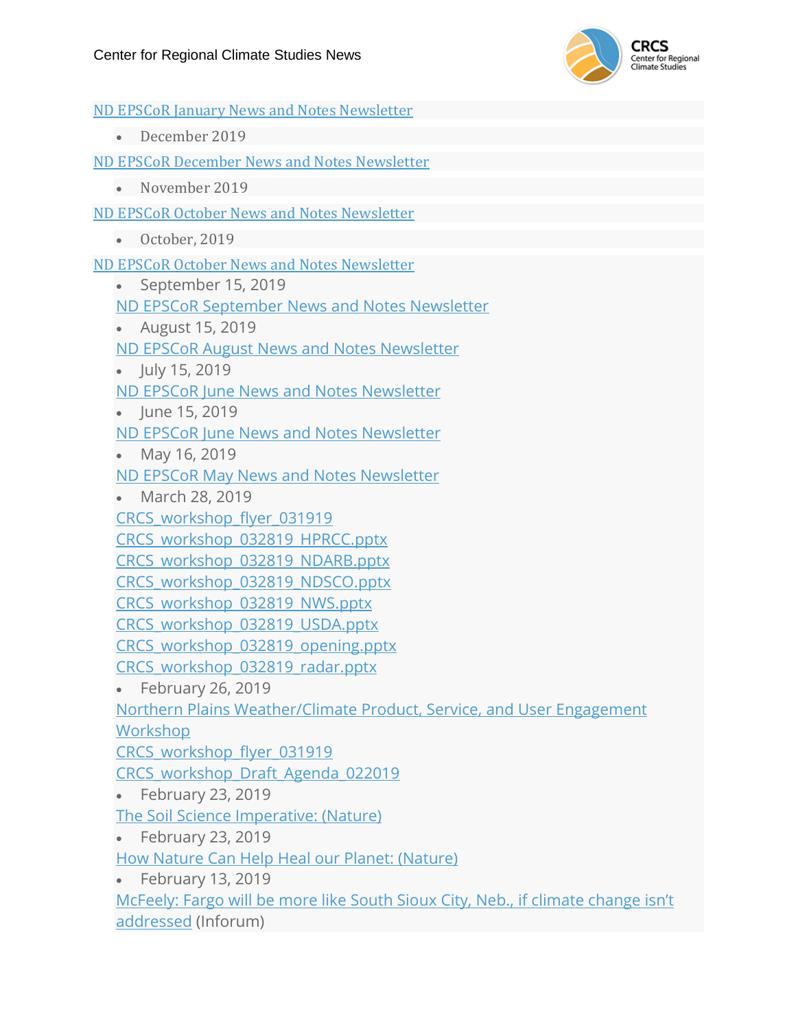ND EPSCoR January News and Notes Newsletter

- December 2019

ND EPSCoR December News and Notes Newsletter

- November 2019

ND EPSCoR October News and Notes Newsletter

- October, 2019

ND EPSCoR October News and Notes Newsletter

- September 15, 2019

  ND EPSCoR September News and Notes Newsletter
- August 15, 2019

  ND EPSCoR August News and Notes Newsletter
- July 15, 2019

  ND EPSCoR June News and Notes Newsletter
- June 15, 2019

  ND EPSCoR June News and Notes Newsletter
- May 16, 2019

  ND EPSCoR May News and Notes Newsletter
- March 28, 2019

  CRCS_workshop_flyer_031919

  CRCS_workshop_032819_HPRCC.pptx

  CRCS_workshop_032819_NDARB.pptx

  CRCS_workshop_032819_NDSCO.pptx

  CRCS_workshop_032819_NWS.pptx

  CRCS_workshop_032819_USDA.pptx

  CRCS_workshop_032819_opening.pptx

  CRCS_workshop_032819_radar.pptx
- February 26, 2019

  Northern Plains Weather/Climate Product, Service, and User Engagement Workshop

  CRCS_workshop_flyer_031919

  CRCS_workshop_Draft_Agenda_022019
- February 23, 2019

  The Soil Science Imperative: (Nature)
- February 23, 2019

  How Nature Can Help Heal our Planet: (Nature)
- February 13, 2019

  McFeely: Fargo will be more like South Sioux City, Neb., if climate change isn't addressed (Inforum)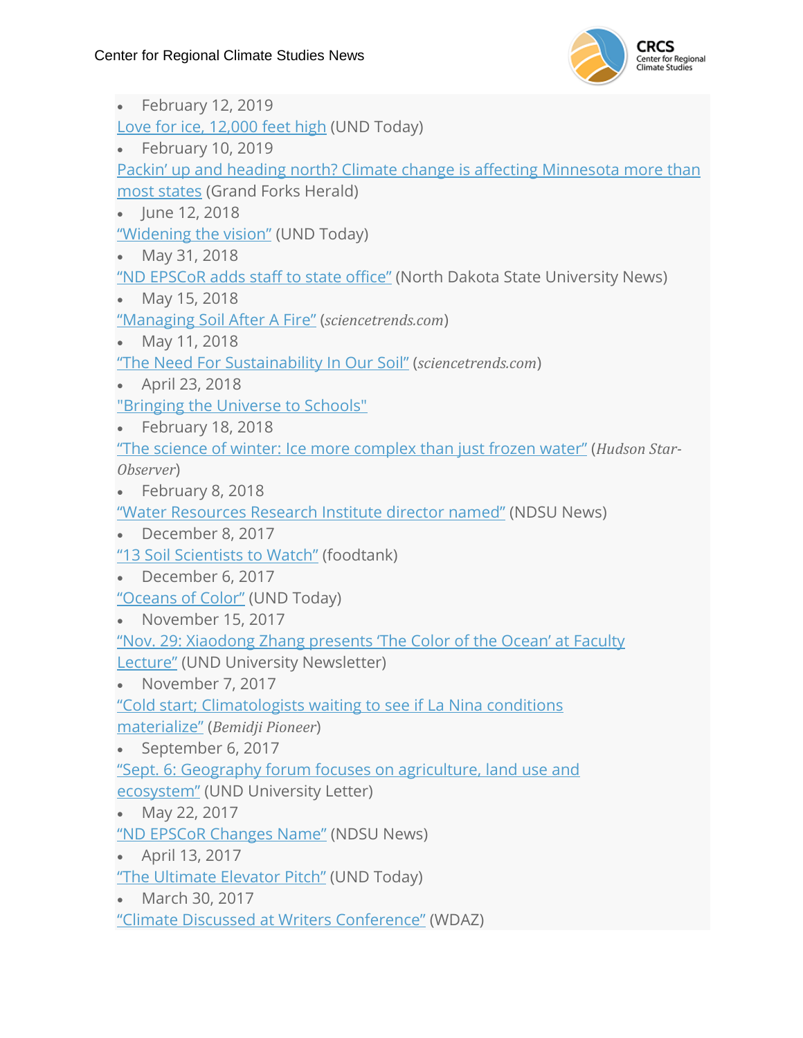- February 12, 2019

Love for ice, 12,000 feet high (UND Today)

- February 10, 2019

Packin' up and heading north? Climate change is affecting Minnesota more than most states (Grand Forks Herald)

- June 12, 2018

"Widening the vision" (UND Today)

- May 31, 2018

"ND EPSCoR adds staff to state office" (North Dakota State University News)

- May 15, 2018

"Managing Soil After A Fire" (*sciencetrends.com*)

- May 11, 2018

"The Need For Sustainability In Our Soil" (*sciencetrends.com*)

- April 23, 2018

"Bringing the Universe to Schools"

- February 18, 2018

"The science of winter: Ice more complex than just frozen water" (*Hudson Star-Observer*)

- February 8, 2018

"Water Resources Research Institute director named" (NDSU News)

- December 8, 2017

"13 Soil Scientists to Watch" (foodtank)

- December 6, 2017

"Oceans of Color" (UND Today)

- November 15, 2017

"Nov. 29: Xiaodong Zhang presents 'The Color of the Ocean' at Faculty Lecture" (UND University Newsletter)

- November 7, 2017

"Cold start; Climatologists waiting to see if La Nina conditions materialize" (*Bemidji Pioneer*)

- September 6, 2017

"Sept. 6: Geography forum focuses on agriculture, land use and ecosystem" (UND University Letter)

- May 22, 2017

"ND EPSCoR Changes Name" (NDSU News)

- April 13, 2017

"The Ultimate Elevator Pitch" (UND Today)

- March 30, 2017

"Climate Discussed at Writers Conference" (WDAZ)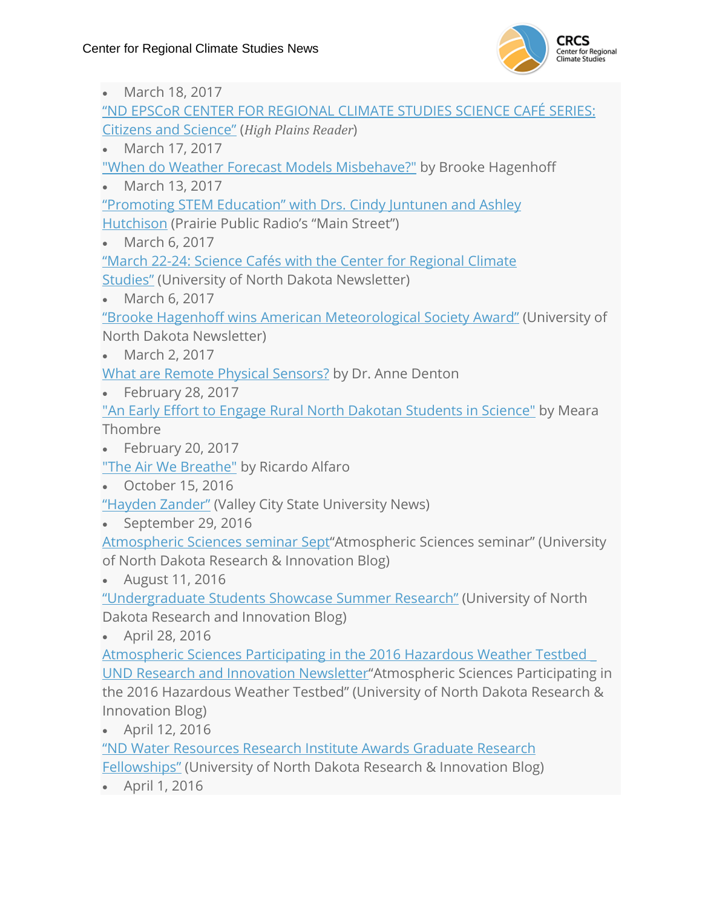- March 18, 2017

"ND EPSCoR CENTER FOR REGIONAL CLIMATE STUDIES SCIENCE CAFÉ SERIES: Citizens and Science" (*High Plains Reader*)

- March 17, 2017

"When do Weather Forecast Models Misbehave?" by Brooke Hagenhoff

- March 13, 2017

"Promoting STEM Education" with Drs. Cindy Juntunen and Ashley Hutchison (Prairie Public Radio's "Main Street")

- March 6, 2017

"March 22-24: Science Cafés with the Center for Regional Climate Studies" (University of North Dakota Newsletter)

- March 6, 2017

"Brooke Hagenhoff wins American Meteorological Society Award" (University of North Dakota Newsletter)

- March 2, 2017

What are Remote Physical Sensors? by Dr. Anne Denton

- February 28, 2017

"An Early Effort to Engage Rural North Dakotan Students in Science" by Meara Thombre

- February 20, 2017

"The Air We Breathe" by Ricardo Alfaro

- October 15, 2016

"Hayden Zander" (Valley City State University News)

- September 29, 2016

Atmospheric Sciences seminar Sept"Atmospheric Sciences seminar" (University of North Dakota Research & Innovation Blog)

- August 11, 2016

"Undergraduate Students Showcase Summer Research" (University of North Dakota Research and Innovation Blog)

- April 28, 2016

Atmospheric Sciences Participating in the 2016 Hazardous Weather Testbed _ UND Research and Innovation Newsletter"Atmospheric Sciences Participating in the 2016 Hazardous Weather Testbed" (University of North Dakota Research & Innovation Blog)

- April 12, 2016

"ND Water Resources Research Institute Awards Graduate Research Fellowships" (University of North Dakota Research & Innovation Blog)

- April 1, 2016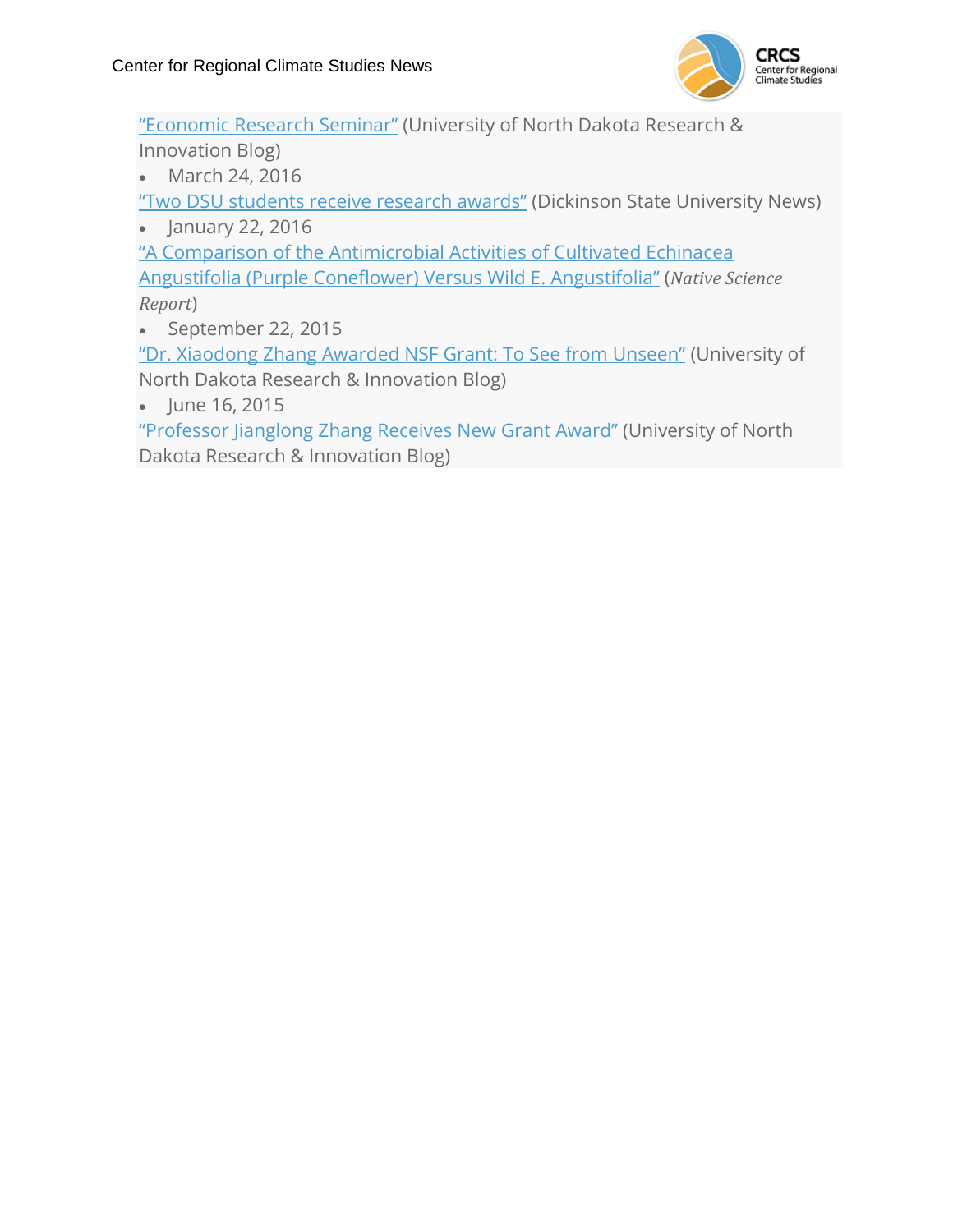"Economic Research Seminar" (University of North Dakota Research & Innovation Blog)

- March 24, 2016

"Two DSU students receive research awards" (Dickinson State University News)

- January 22, 2016

"A Comparison of the Antimicrobial Activities of Cultivated Echinacea Angustifolia (Purple Coneflower) Versus Wild E. Angustifolia" (*Native Science Report*)

- September 22, 2015

"Dr. Xiaodong Zhang Awarded NSF Grant: To See from Unseen" (University of North Dakota Research & Innovation Blog)

- June 16, 2015

"Professor Jianglong Zhang Receives New Grant Award" (University of North Dakota Research & Innovation Blog)